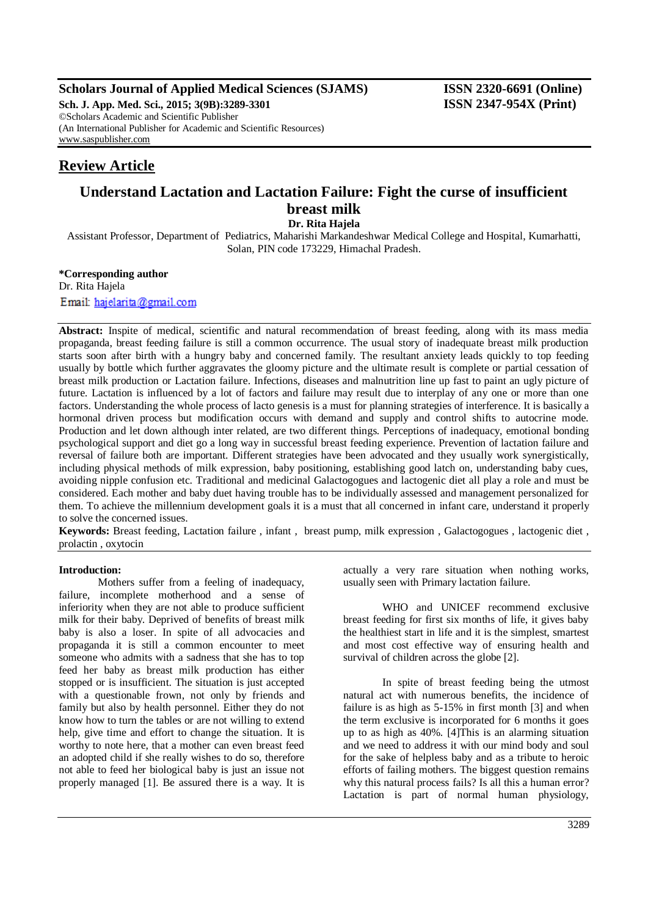**Scholars Journal of Applied Medical Sciences (SJAMS)** **ISSN 2320-6691 (Online)**
**Sch. J. App. Med. Sci., 2015; 3(9B):3289-3301** **ISSN 2347-954X (Print)**
©Scholars Academic and Scientific Publisher
(An International Publisher for Academic and Scientific Resources)
www.saspublisher.com

## Review Article

# Understand Lactation and Lactation Failure: Fight the curse of insufficient breast milk

**Dr. Rita Hajela**

Assistant Professor, Department of Pediatrics, Maharishi Markandeshwar Medical College and Hospital, Kumarhatti, Solan, PIN code 173229, Himachal Pradesh.

**\*Corresponding author**
Dr. Rita Hajela
Email: hajelarita@gmail.com

**Abstract:** Inspite of medical, scientific and natural recommendation of breast feeding, along with its mass media propaganda, breast feeding failure is still a common occurrence. The usual story of inadequate breast milk production starts soon after birth with a hungry baby and concerned family. The resultant anxiety leads quickly to top feeding usually by bottle which further aggravates the gloomy picture and the ultimate result is complete or partial cessation of breast milk production or Lactation failure. Infections, diseases and malnutrition line up fast to paint an ugly picture of future. Lactation is influenced by a lot of factors and failure may result due to interplay of any one or more than one factors. Understanding the whole process of lacto genesis is a must for planning strategies of interference. It is basically a hormonal driven process but modification occurs with demand and supply and control shifts to autocrine mode. Production and let down although inter related, are two different things. Perceptions of inadequacy, emotional bonding psychological support and diet go a long way in successful breast feeding experience. Prevention of lactation failure and reversal of failure both are important. Different strategies have been advocated and they usually work synergistically, including physical methods of milk expression, baby positioning, establishing good latch on, understanding baby cues, avoiding nipple confusion etc. Traditional and medicinal Galactogogues and lactogenic diet all play a role and must be considered. Each mother and baby duet having trouble has to be individually assessed and management personalized for them. To achieve the millennium development goals it is a must that all concerned in infant care, understand it properly to solve the concerned issues.

**Keywords:** Breast feeding, Lactation failure , infant , breast pump, milk expression , Galactogogues , lactogenic diet , prolactin , oxytocin

### Introduction:

Mothers suffer from a feeling of inadequacy, failure, incomplete motherhood and a sense of inferiority when they are not able to produce sufficient milk for their baby. Deprived of benefits of breast milk baby is also a loser. In spite of all advocacies and propaganda it is still a common encounter to meet someone who admits with a sadness that she has to top feed her baby as breast milk production has either stopped or is insufficient. The situation is just accepted with a questionable frown, not only by friends and family but also by health personnel. Either they do not know how to turn the tables or are not willing to extend help, give time and effort to change the situation. It is worthy to note here, that a mother can even breast feed an adopted child if she really wishes to do so, therefore not able to feed her biological baby is just an issue not properly managed [1]. Be assured there is a way. It is actually a very rare situation when nothing works, usually seen with Primary lactation failure.

WHO and UNICEF recommend exclusive breast feeding for first six months of life, it gives baby the healthiest start in life and it is the simplest, smartest and most cost effective way of ensuring health and survival of children across the globe [2].

In spite of breast feeding being the utmost natural act with numerous benefits, the incidence of failure is as high as 5-15% in first month [3] and when the term exclusive is incorporated for 6 months it goes up to as high as 40%. [4]This is an alarming situation and we need to address it with our mind body and soul for the sake of helpless baby and as a tribute to heroic efforts of failing mothers. The biggest question remains why this natural process fails? Is all this a human error? Lactation is part of normal human physiology,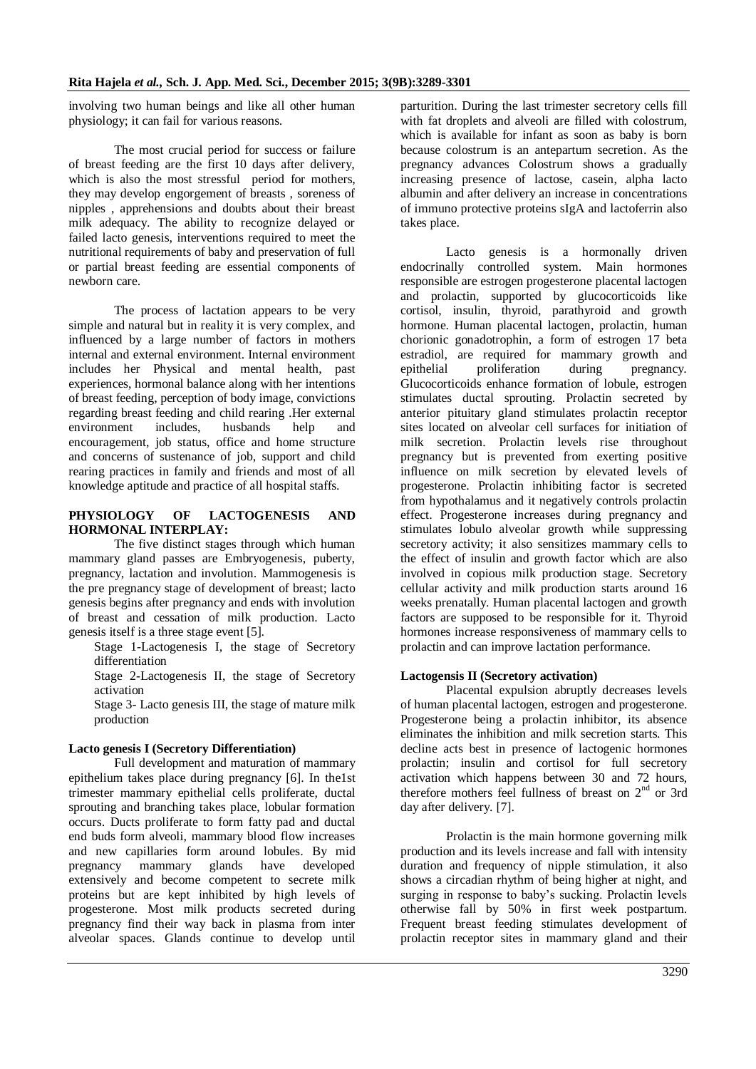involving two human beings and like all other human physiology; it can fail for various reasons.

The most crucial period for success or failure of breast feeding are the first 10 days after delivery, which is also the most stressful period for mothers, they may develop engorgement of breasts , soreness of nipples , apprehensions and doubts about their breast milk adequacy. The ability to recognize delayed or failed lacto genesis, interventions required to meet the nutritional requirements of baby and preservation of full or partial breast feeding are essential components of newborn care.

The process of lactation appears to be very simple and natural but in reality it is very complex, and influenced by a large number of factors in mothers internal and external environment. Internal environment includes her Physical and mental health, past experiences, hormonal balance along with her intentions of breast feeding, perception of body image, convictions regarding breast feeding and child rearing .Her external environment includes, husbands help and encouragement, job status, office and home structure and concerns of sustenance of job, support and child rearing practices in family and friends and most of all knowledge aptitude and practice of all hospital staffs.

**PHYSIOLOGY OF LACTOGENESIS AND HORMONAL INTERPLAY:**

The five distinct stages through which human mammary gland passes are Embryogenesis, puberty, pregnancy, lactation and involution. Mammogenesis is the pre pregnancy stage of development of breast; lacto genesis begins after pregnancy and ends with involution of breast and cessation of milk production. Lacto genesis itself is a three stage event [5].

Stage 1-Lactogenesis I, the stage of Secretory differentiation

Stage 2-Lactogenesis II, the stage of Secretory activation

Stage 3- Lacto genesis III, the stage of mature milk production

**Lacto genesis I (Secretory Differentiation)**

Full development and maturation of mammary epithelium takes place during pregnancy [6]. In the1st trimester mammary epithelial cells proliferate, ductal sprouting and branching takes place, lobular formation occurs. Ducts proliferate to form fatty pad and ductal end buds form alveoli, mammary blood flow increases and new capillaries form around lobules. By mid pregnancy mammary glands have developed extensively and become competent to secrete milk proteins but are kept inhibited by high levels of progesterone. Most milk products secreted during pregnancy find their way back in plasma from inter alveolar spaces. Glands continue to develop until parturition. During the last trimester secretory cells fill with fat droplets and alveoli are filled with colostrum, which is available for infant as soon as baby is born because colostrum is an antepartum secretion. As the pregnancy advances Colostrum shows a gradually increasing presence of lactose, casein, alpha lacto albumin and after delivery an increase in concentrations of immuno protective proteins sIgA and lactoferrin also takes place.

Lacto genesis is a hormonally driven endocrinally controlled system. Main hormones responsible are estrogen progesterone placental lactogen and prolactin, supported by glucocorticoids like cortisol, insulin, thyroid, parathyroid and growth hormone. Human placental lactogen, prolactin, human chorionic gonadotrophin, a form of estrogen 17 beta estradiol, are required for mammary growth and epithelial proliferation during pregnancy. Glucocorticoids enhance formation of lobule, estrogen stimulates ductal sprouting. Prolactin secreted by anterior pituitary gland stimulates prolactin receptor sites located on alveolar cell surfaces for initiation of milk secretion. Prolactin levels rise throughout pregnancy but is prevented from exerting positive influence on milk secretion by elevated levels of progesterone. Prolactin inhibiting factor is secreted from hypothalamus and it negatively controls prolactin effect. Progesterone increases during pregnancy and stimulates lobulo alveolar growth while suppressing secretory activity; it also sensitizes mammary cells to the effect of insulin and growth factor which are also involved in copious milk production stage. Secretory cellular activity and milk production starts around 16 weeks prenatally. Human placental lactogen and growth factors are supposed to be responsible for it. Thyroid hormones increase responsiveness of mammary cells to prolactin and can improve lactation performance.

**Lactogensis II (Secretory activation)**

Placental expulsion abruptly decreases levels of human placental lactogen, estrogen and progesterone. Progesterone being a prolactin inhibitor, its absence eliminates the inhibition and milk secretion starts. This decline acts best in presence of lactogenic hormones prolactin; insulin and cortisol for full secretory activation which happens between 30 and 72 hours, therefore mothers feel fullness of breast on 2nd or 3rd day after delivery. [7].

Prolactin is the main hormone governing milk production and its levels increase and fall with intensity duration and frequency of nipple stimulation, it also shows a circadian rhythm of being higher at night, and surging in response to baby's sucking. Prolactin levels otherwise fall by 50% in first week postpartum. Frequent breast feeding stimulates development of prolactin receptor sites in mammary gland and their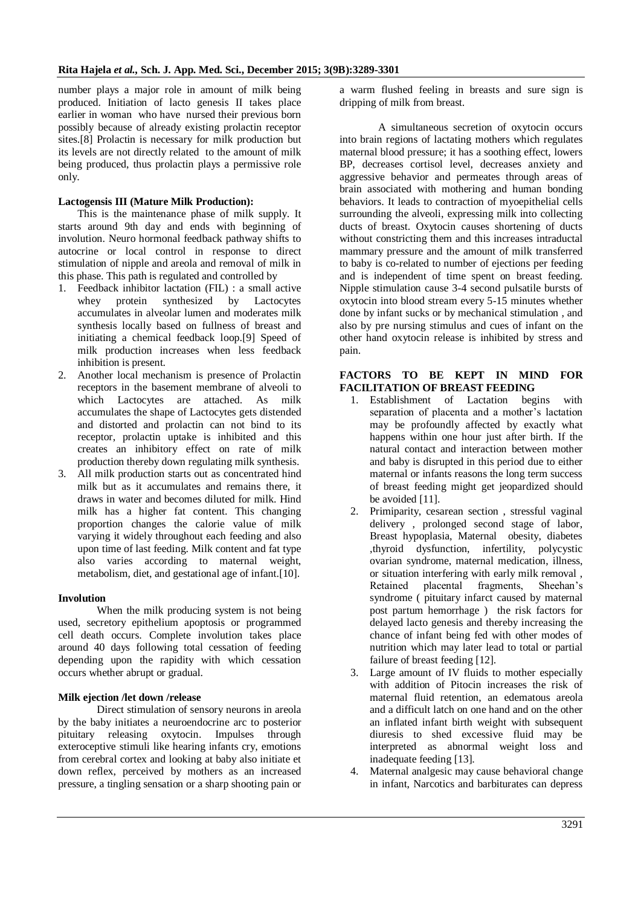number plays a major role in amount of milk being produced. Initiation of lacto genesis II takes place earlier in woman who have nursed their previous born possibly because of already existing prolactin receptor sites.[8] Prolactin is necessary for milk production but its levels are not directly related to the amount of milk being produced, thus prolactin plays a permissive role only.

**Lactogensis III (Mature Milk Production):**

This is the maintenance phase of milk supply. It starts around 9th day and ends with beginning of involution. Neuro hormonal feedback pathway shifts to autocrine or local control in response to direct stimulation of nipple and areola and removal of milk in this phase. This path is regulated and controlled by

1. Feedback inhibitor lactation (FIL) : a small active whey protein synthesized by Lactocytes accumulates in alveolar lumen and moderates milk synthesis locally based on fullness of breast and initiating a chemical feedback loop.[9] Speed of milk production increases when less feedback inhibition is present.
2. Another local mechanism is presence of Prolactin receptors in the basement membrane of alveoli to which Lactocytes are attached. As milk accumulates the shape of Lactocytes gets distended and distorted and prolactin can not bind to its receptor, prolactin uptake is inhibited and this creates an inhibitory effect on rate of milk production thereby down regulating milk synthesis.
3. All milk production starts out as concentrated hind milk but as it accumulates and remains there, it draws in water and becomes diluted for milk. Hind milk has a higher fat content. This changing proportion changes the calorie value of milk varying it widely throughout each feeding and also upon time of last feeding. Milk content and fat type also varies according to maternal weight, metabolism, diet, and gestational age of infant.[10].

**Involution**

When the milk producing system is not being used, secretory epithelium apoptosis or programmed cell death occurs. Complete involution takes place around 40 days following total cessation of feeding depending upon the rapidity with which cessation occurs whether abrupt or gradual.

**Milk ejection /let down /release**

Direct stimulation of sensory neurons in areola by the baby initiates a neuroendocrine arc to posterior pituitary releasing oxytocin. Impulses through exteroceptive stimuli like hearing infants cry, emotions from cerebral cortex and looking at baby also initiate et down reflex, perceived by mothers as an increased pressure, a tingling sensation or a sharp shooting pain or a warm flushed feeling in breasts and sure sign is dripping of milk from breast.

A simultaneous secretion of oxytocin occurs into brain regions of lactating mothers which regulates maternal blood pressure; it has a soothing effect, lowers BP, decreases cortisol level, decreases anxiety and aggressive behavior and permeates through areas of brain associated with mothering and human bonding behaviors. It leads to contraction of myoepithelial cells surrounding the alveoli, expressing milk into collecting ducts of breast. Oxytocin causes shortening of ducts without constricting them and this increases intraductal mammary pressure and the amount of milk transferred to baby is co-related to number of ejections per feeding and is independent of time spent on breast feeding. Nipple stimulation cause 3-4 second pulsatile bursts of oxytocin into blood stream every 5-15 minutes whether done by infant sucks or by mechanical stimulation , and also by pre nursing stimulus and cues of infant on the other hand oxytocin release is inhibited by stress and pain.

**FACTORS TO BE KEPT IN MIND FOR FACILITATION OF BREAST FEEDING**

1. Establishment of Lactation begins with separation of placenta and a mother's lactation may be profoundly affected by exactly what happens within one hour just after birth. If the natural contact and interaction between mother and baby is disrupted in this period due to either maternal or infants reasons the long term success of breast feeding might get jeopardized should be avoided [11].
2. Primiparity, cesarean section , stressful vaginal delivery , prolonged second stage of labor, Breast hypoplasia, Maternal obesity, diabetes ,thyroid dysfunction, infertility, polycystic ovarian syndrome, maternal medication, illness, or situation interfering with early milk removal , Retained placental fragments, Sheehan's syndrome ( pituitary infarct caused by maternal post partum hemorrhage ) the risk factors for delayed lacto genesis and thereby increasing the chance of infant being fed with other modes of nutrition which may later lead to total or partial failure of breast feeding [12].
3. Large amount of IV fluids to mother especially with addition of Pitocin increases the risk of maternal fluid retention, an edematous areola and a difficult latch on one hand and on the other an inflated infant birth weight with subsequent diuresis to shed excessive fluid may be interpreted as abnormal weight loss and inadequate feeding [13].
4. Maternal analgesic may cause behavioral change in infant, Narcotics and barbiturates can depress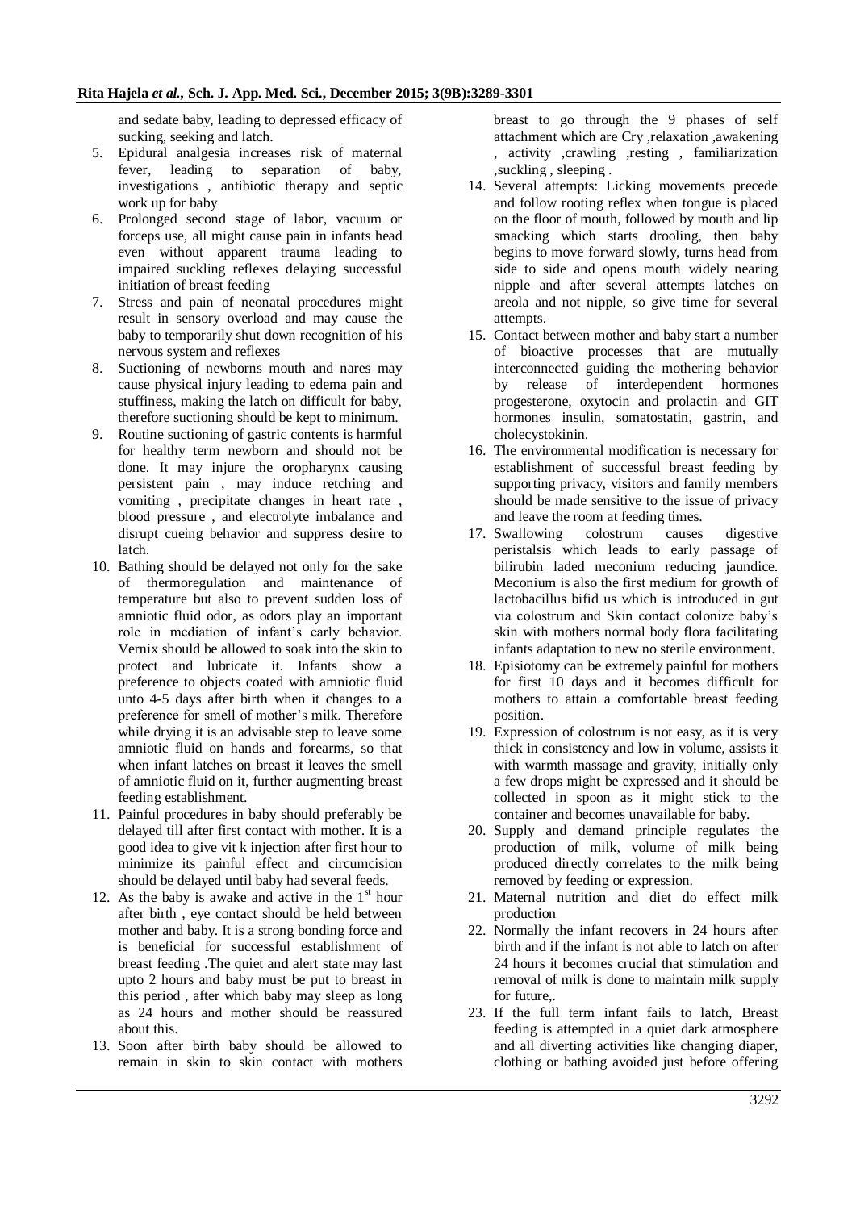and sedate baby, leading to depressed efficacy of sucking, seeking and latch.

5. Epidural analgesia increases risk of maternal fever, leading to separation of baby, investigations , antibiotic therapy and septic work up for baby
6. Prolonged second stage of labor, vacuum or forceps use, all might cause pain in infants head even without apparent trauma leading to impaired suckling reflexes delaying successful initiation of breast feeding
7. Stress and pain of neonatal procedures might result in sensory overload and may cause the baby to temporarily shut down recognition of his nervous system and reflexes
8. Suctioning of newborns mouth and nares may cause physical injury leading to edema pain and stuffiness, making the latch on difficult for baby, therefore suctioning should be kept to minimum.
9. Routine suctioning of gastric contents is harmful for healthy term newborn and should not be done. It may injure the oropharynx causing persistent pain , may induce retching and vomiting , precipitate changes in heart rate , blood pressure , and electrolyte imbalance and disrupt cueing behavior and suppress desire to latch.
10. Bathing should be delayed not only for the sake of thermoregulation and maintenance of temperature but also to prevent sudden loss of amniotic fluid odor, as odors play an important role in mediation of infant's early behavior. Vernix should be allowed to soak into the skin to protect and lubricate it. Infants show a preference to objects coated with amniotic fluid unto 4-5 days after birth when it changes to a preference for smell of mother's milk. Therefore while drying it is an advisable step to leave some amniotic fluid on hands and forearms, so that when infant latches on breast it leaves the smell of amniotic fluid on it, further augmenting breast feeding establishment.
11. Painful procedures in baby should preferably be delayed till after first contact with mother. It is a good idea to give vit k injection after first hour to minimize its painful effect and circumcision should be delayed until baby had several feeds.
12. As the baby is awake and active in the 1st hour after birth , eye contact should be held between mother and baby. It is a strong bonding force and is beneficial for successful establishment of breast feeding .The quiet and alert state may last upto 2 hours and baby must be put to breast in this period , after which baby may sleep as long as 24 hours and mother should be reassured about this.
13. Soon after birth baby should be allowed to remain in skin to skin contact with mothers breast to go through the 9 phases of self attachment which are Cry ,relaxation ,awakening , activity ,crawling ,resting , familiarization ,suckling , sleeping .
14. Several attempts: Licking movements precede and follow rooting reflex when tongue is placed on the floor of mouth, followed by mouth and lip smacking which starts drooling, then baby begins to move forward slowly, turns head from side to side and opens mouth widely nearing nipple and after several attempts latches on areola and not nipple, so give time for several attempts.
15. Contact between mother and baby start a number of bioactive processes that are mutually interconnected guiding the mothering behavior by release of interdependent hormones progesterone, oxytocin and prolactin and GIT hormones insulin, somatostatin, gastrin, and cholecystokinin.
16. The environmental modification is necessary for establishment of successful breast feeding by supporting privacy, visitors and family members should be made sensitive to the issue of privacy and leave the room at feeding times.
17. Swallowing colostrum causes digestive peristalsis which leads to early passage of bilirubin laded meconium reducing jaundice. Meconium is also the first medium for growth of lactobacillus bifid us which is introduced in gut via colostrum and Skin contact colonize baby's skin with mothers normal body flora facilitating infants adaptation to new no sterile environment.
18. Episiotomy can be extremely painful for mothers for first 10 days and it becomes difficult for mothers to attain a comfortable breast feeding position.
19. Expression of colostrum is not easy, as it is very thick in consistency and low in volume, assists it with warmth massage and gravity, initially only a few drops might be expressed and it should be collected in spoon as it might stick to the container and becomes unavailable for baby.
20. Supply and demand principle regulates the production of milk, volume of milk being produced directly correlates to the milk being removed by feeding or expression.
21. Maternal nutrition and diet do effect milk production
22. Normally the infant recovers in 24 hours after birth and if the infant is not able to latch on after 24 hours it becomes crucial that stimulation and removal of milk is done to maintain milk supply for future,.
23. If the full term infant fails to latch, Breast feeding is attempted in a quiet dark atmosphere and all diverting activities like changing diaper, clothing or bathing avoided just before offering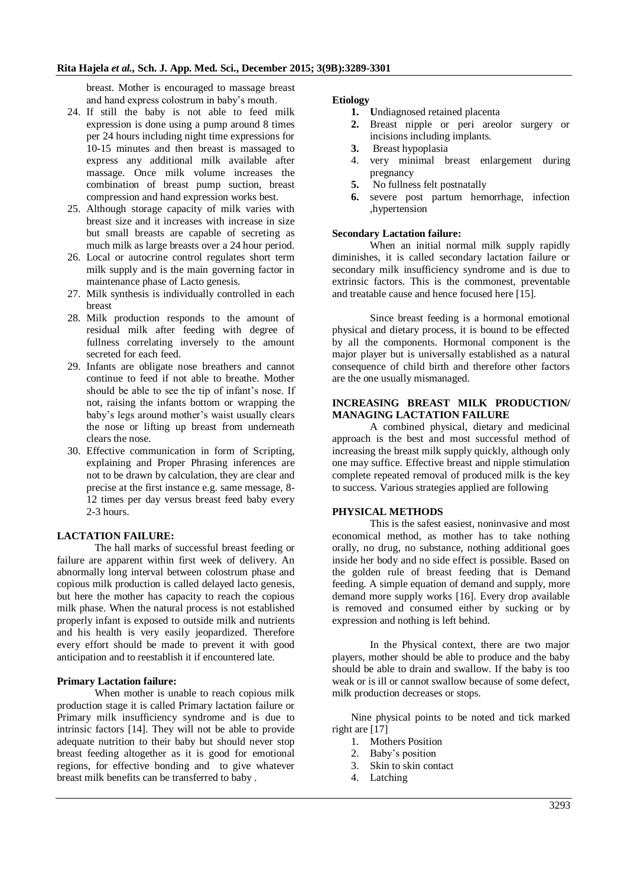breast. Mother is encouraged to massage breast and hand express colostrum in baby's mouth.

24. If still the baby is not able to feed milk expression is done using a pump around 8 times per 24 hours including night time expressions for 10-15 minutes and then breast is massaged to express any additional milk available after massage. Once milk volume increases the combination of breast pump suction, breast compression and hand expression works best.
25. Although storage capacity of milk varies with breast size and it increases with increase in size but small breasts are capable of secreting as much milk as large breasts over a 24 hour period.
26. Local or autocrine control regulates short term milk supply and is the main governing factor in maintenance phase of Lacto genesis.
27. Milk synthesis is individually controlled in each breast
28. Milk production responds to the amount of residual milk after feeding with degree of fullness correlating inversely to the amount secreted for each feed.
29. Infants are obligate nose breathers and cannot continue to feed if not able to breathe. Mother should be able to see the tip of infant's nose. If not, raising the infants bottom or wrapping the baby's legs around mother's waist usually clears the nose or lifting up breast from underneath clears the nose.
30. Effective communication in form of Scripting, explaining and Proper Phrasing inferences are not to be drawn by calculation, they are clear and precise at the first instance e.g. same message, 8-12 times per day versus breast feed baby every 2-3 hours.

## LACTATION FAILURE:

The hall marks of successful breast feeding or failure are apparent within first week of delivery. An abnormally long interval between colostrum phase and copious milk production is called delayed lacto genesis, but here the mother has capacity to reach the copious milk phase. When the natural process is not established properly infant is exposed to outside milk and nutrients and his health is very easily jeopardized. Therefore every effort should be made to prevent it with good anticipation and to reestablish it if encountered late.

### Primary Lactation failure:

When mother is unable to reach copious milk production stage it is called Primary lactation failure or Primary milk insufficiency syndrome and is due to intrinsic factors [14]. They will not be able to provide adequate nutrition to their baby but should never stop breast feeding altogether as it is good for emotional regions, for effective bonding and to give whatever breast milk benefits can be transferred to baby .

**Etiology**

1. Undiagnosed retained placenta
2. Breast nipple or peri areolor surgery or incisions including implants.
3. Breast hypoplasia
4. very minimal breast enlargement during pregnancy
5. No fullness felt postnatally
6. severe post partum hemorrhage, infection ,hypertension

### Secondary Lactation failure:

When an initial normal milk supply rapidly diminishes, it is called secondary lactation failure or secondary milk insufficiency syndrome and is due to extrinsic factors. This is the commonest, preventable and treatable cause and hence focused here [15].

Since breast feeding is a hormonal emotional physical and dietary process, it is bound to be effected by all the components. Hormonal component is the major player but is universally established as a natural consequence of child birth and therefore other factors are the one usually mismanaged.

## INCREASING BREAST MILK PRODUCTION/ MANAGING LACTATION FAILURE

A combined physical, dietary and medicinal approach is the best and most successful method of increasing the breast milk supply quickly, although only one may suffice. Effective breast and nipple stimulation complete repeated removal of produced milk is the key to success. Various strategies applied are following

## PHYSICAL METHODS

This is the safest easiest, noninvasive and most economical method, as mother has to take nothing orally, no drug, no substance, nothing additional goes inside her body and no side effect is possible. Based on the golden rule of breast feeding that is Demand feeding. A simple equation of demand and supply, more demand more supply works [16]. Every drop available is removed and consumed either by sucking or by expression and nothing is left behind.

In the Physical context, there are two major players, mother should be able to produce and the baby should be able to drain and swallow. If the baby is too weak or is ill or cannot swallow because of some defect, milk production decreases or stops.

Nine physical points to be noted and tick marked right are [17]

1. Mothers Position
2. Baby's position
3. Skin to skin contact
4. Latching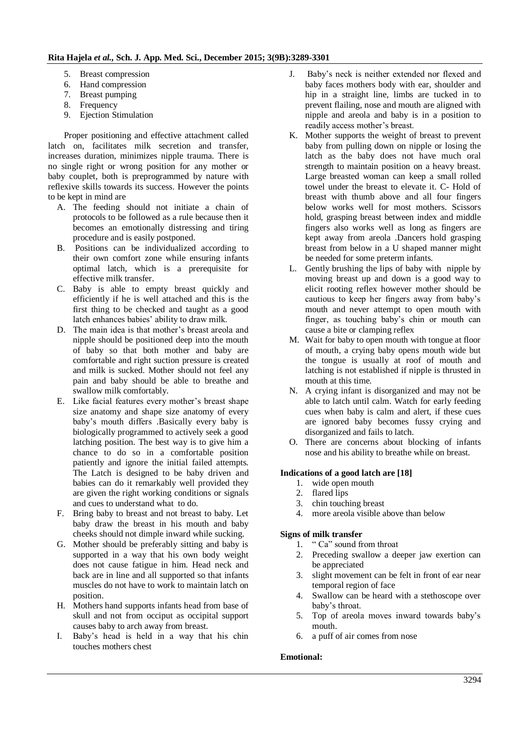5. Breast compression
6. Hand compression
7. Breast pumping
8. Frequency
9. Ejection Stimulation

Proper positioning and effective attachment called latch on, facilitates milk secretion and transfer, increases duration, minimizes nipple trauma. There is no single right or wrong position for any mother or baby couplet, both is preprogrammed by nature with reflexive skills towards its success. However the points to be kept in mind are

A. The feeding should not initiate a chain of protocols to be followed as a rule because then it becomes an emotionally distressing and tiring procedure and is easily postponed.
B. Positions can be individualized according to their own comfort zone while ensuring infants optimal latch, which is a prerequisite for effective milk transfer.
C. Baby is able to empty breast quickly and efficiently if he is well attached and this is the first thing to be checked and taught as a good latch enhances babies' ability to draw milk.
D. The main idea is that mother's breast areola and nipple should be positioned deep into the mouth of baby so that both mother and baby are comfortable and right suction pressure is created and milk is sucked. Mother should not feel any pain and baby should be able to breathe and swallow milk comfortably.
E. Like facial features every mother's breast shape size anatomy and shape size anatomy of every baby's mouth differs .Basically every baby is biologically programmed to actively seek a good latching position. The best way is to give him a chance to do so in a comfortable position patiently and ignore the initial failed attempts. The Latch is designed to be baby driven and babies can do it remarkably well provided they are given the right working conditions or signals and cues to understand what to do.
F. Bring baby to breast and not breast to baby. Let baby draw the breast in his mouth and baby cheeks should not dimple inward while sucking.
G. Mother should be preferably sitting and baby is supported in a way that his own body weight does not cause fatigue in him. Head neck and back are in line and all supported so that infants muscles do not have to work to maintain latch on position.
H. Mothers hand supports infants head from base of skull and not from occiput as occipital support causes baby to arch away from breast.
I. Baby's head is held in a way that his chin touches mothers chest
J. Baby's neck is neither extended nor flexed and baby faces mothers body with ear, shoulder and hip in a straight line, limbs are tucked in to prevent flailing, nose and mouth are aligned with nipple and areola and baby is in a position to readily access mother's breast.
K. Mother supports the weight of breast to prevent baby from pulling down on nipple or losing the latch as the baby does not have much oral strength to maintain position on a heavy breast. Large breasted woman can keep a small rolled towel under the breast to elevate it. C- Hold of breast with thumb above and all four fingers below works well for most mothers. Scissors hold, grasping breast between index and middle fingers also works well as long as fingers are kept away from areola .Dancers hold grasping breast from below in a U shaped manner might be needed for some preterm infants.
L. Gently brushing the lips of baby with nipple by moving breast up and down is a good way to elicit rooting reflex however mother should be cautious to keep her fingers away from baby's mouth and never attempt to open mouth with finger, as touching baby's chin or mouth can cause a bite or clamping reflex
M. Wait for baby to open mouth with tongue at floor of mouth, a crying baby opens mouth wide but the tongue is usually at roof of mouth and latching is not established if nipple is thrusted in mouth at this time.
N. A crying infant is disorganized and may not be able to latch until calm. Watch for early feeding cues when baby is calm and alert, if these cues are ignored baby becomes fussy crying and disorganized and fails to latch.
O. There are concerns about blocking of infants nose and his ability to breathe while on breast.

**Indications of a good latch are [18]**

1. wide open mouth
2. flared lips
3. chin touching breast
4. more areola visible above than below

**Signs of milk transfer**

1. " Ca" sound from throat
2. Preceding swallow a deeper jaw exertion can be appreciated
3. slight movement can be felt in front of ear near temporal region of face
4. Swallow can be heard with a stethoscope over baby's throat.
5. Top of areola moves inward towards baby's mouth.
6. a puff of air comes from nose

**Emotional:**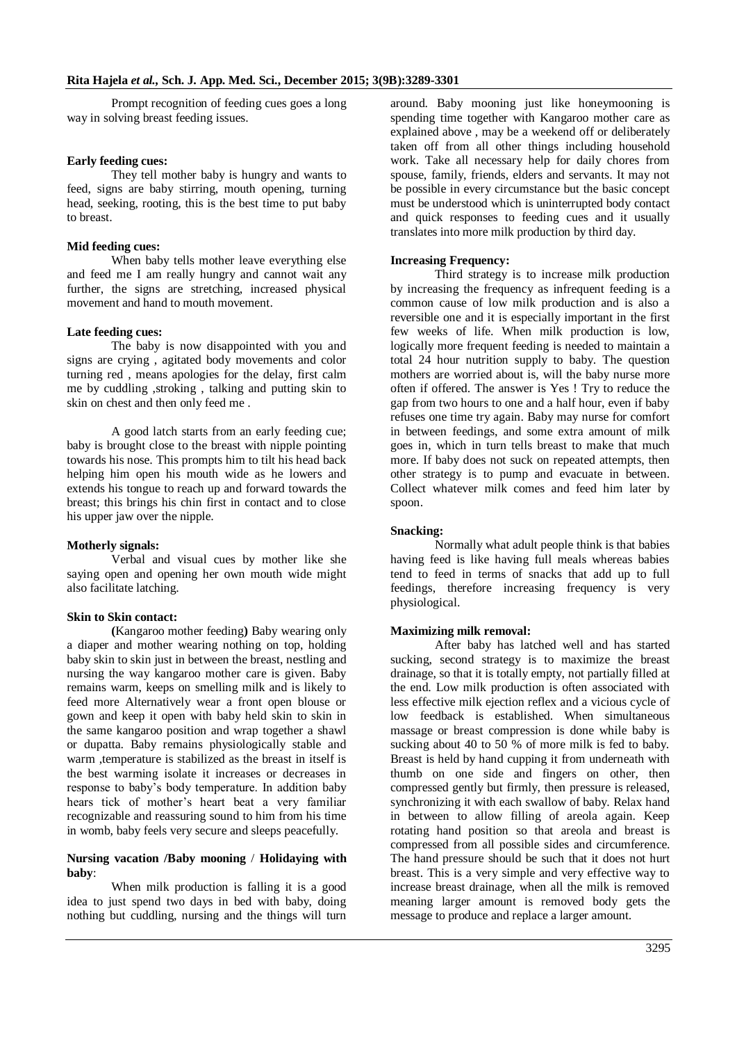Prompt recognition of feeding cues goes a long way in solving breast feeding issues.

**Early feeding cues:**

They tell mother baby is hungry and wants to feed, signs are baby stirring, mouth opening, turning head, seeking, rooting, this is the best time to put baby to breast.

**Mid feeding cues:**

When baby tells mother leave everything else and feed me I am really hungry and cannot wait any further, the signs are stretching, increased physical movement and hand to mouth movement.

**Late feeding cues:**

The baby is now disappointed with you and signs are crying , agitated body movements and color turning red , means apologies for the delay, first calm me by cuddling ,stroking , talking and putting skin to skin on chest and then only feed me .

A good latch starts from an early feeding cue; baby is brought close to the breast with nipple pointing towards his nose. This prompts him to tilt his head back helping him open his mouth wide as he lowers and extends his tongue to reach up and forward towards the breast; this brings his chin first in contact and to close his upper jaw over the nipple.

**Motherly signals:**

Verbal and visual cues by mother like she saying open and opening her own mouth wide might also facilitate latching.

**Skin to Skin contact:**

**(**Kangaroo mother feeding**)** Baby wearing only a diaper and mother wearing nothing on top, holding baby skin to skin just in between the breast, nestling and nursing the way kangaroo mother care is given. Baby remains warm, keeps on smelling milk and is likely to feed more Alternatively wear a front open blouse or gown and keep it open with baby held skin to skin in the same kangaroo position and wrap together a shawl or dupatta. Baby remains physiologically stable and warm ,temperature is stabilized as the breast in itself is the best warming isolate it increases or decreases in response to baby's body temperature. In addition baby hears tick of mother's heart beat a very familiar recognizable and reassuring sound to him from his time in womb, baby feels very secure and sleeps peacefully.

**Nursing vacation /Baby mooning / Holidaying with baby**:

When milk production is falling it is a good idea to just spend two days in bed with baby, doing nothing but cuddling, nursing and the things will turn around. Baby mooning just like honeymooning is spending time together with Kangaroo mother care as explained above , may be a weekend off or deliberately taken off from all other things including household work. Take all necessary help for daily chores from spouse, family, friends, elders and servants. It may not be possible in every circumstance but the basic concept must be understood which is uninterrupted body contact and quick responses to feeding cues and it usually translates into more milk production by third day.

**Increasing Frequency:**

Third strategy is to increase milk production by increasing the frequency as infrequent feeding is a common cause of low milk production and is also a reversible one and it is especially important in the first few weeks of life. When milk production is low, logically more frequent feeding is needed to maintain a total 24 hour nutrition supply to baby. The question mothers are worried about is, will the baby nurse more often if offered. The answer is Yes ! Try to reduce the gap from two hours to one and a half hour, even if baby refuses one time try again. Baby may nurse for comfort in between feedings, and some extra amount of milk goes in, which in turn tells breast to make that much more. If baby does not suck on repeated attempts, then other strategy is to pump and evacuate in between. Collect whatever milk comes and feed him later by spoon.

**Snacking:**

Normally what adult people think is that babies having feed is like having full meals whereas babies tend to feed in terms of snacks that add up to full feedings, therefore increasing frequency is very physiological.

**Maximizing milk removal:**

After baby has latched well and has started sucking, second strategy is to maximize the breast drainage, so that it is totally empty, not partially filled at the end. Low milk production is often associated with less effective milk ejection reflex and a vicious cycle of low feedback is established. When simultaneous massage or breast compression is done while baby is sucking about 40 to 50 % of more milk is fed to baby. Breast is held by hand cupping it from underneath with thumb on one side and fingers on other, then compressed gently but firmly, then pressure is released, synchronizing it with each swallow of baby. Relax hand in between to allow filling of areola again. Keep rotating hand position so that areola and breast is compressed from all possible sides and circumference. The hand pressure should be such that it does not hurt breast. This is a very simple and very effective way to increase breast drainage, when all the milk is removed meaning larger amount is removed body gets the message to produce and replace a larger amount.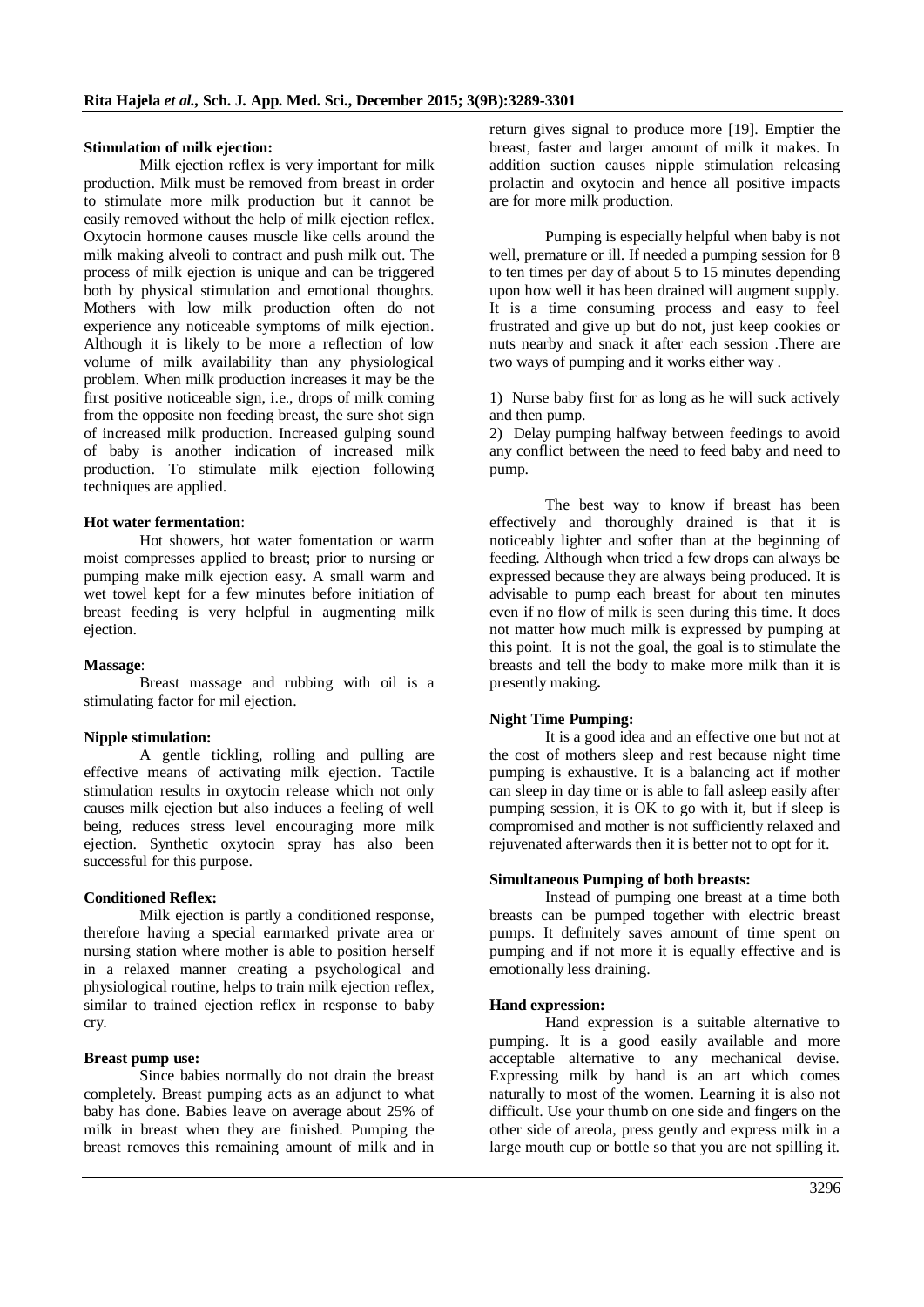**Stimulation of milk ejection:**

Milk ejection reflex is very important for milk production. Milk must be removed from breast in order to stimulate more milk production but it cannot be easily removed without the help of milk ejection reflex. Oxytocin hormone causes muscle like cells around the milk making alveoli to contract and push milk out. The process of milk ejection is unique and can be triggered both by physical stimulation and emotional thoughts. Mothers with low milk production often do not experience any noticeable symptoms of milk ejection. Although it is likely to be more a reflection of low volume of milk availability than any physiological problem. When milk production increases it may be the first positive noticeable sign, i.e., drops of milk coming from the opposite non feeding breast, the sure shot sign of increased milk production. Increased gulping sound of baby is another indication of increased milk production. To stimulate milk ejection following techniques are applied.

**Hot water fermentation**:

Hot showers, hot water fomentation or warm moist compresses applied to breast; prior to nursing or pumping make milk ejection easy. A small warm and wet towel kept for a few minutes before initiation of breast feeding is very helpful in augmenting milk ejection.

**Massage**:

Breast massage and rubbing with oil is a stimulating factor for mil ejection.

**Nipple stimulation:**

A gentle tickling, rolling and pulling are effective means of activating milk ejection. Tactile stimulation results in oxytocin release which not only causes milk ejection but also induces a feeling of well being, reduces stress level encouraging more milk ejection. Synthetic oxytocin spray has also been successful for this purpose.

**Conditioned Reflex:**

Milk ejection is partly a conditioned response, therefore having a special earmarked private area or nursing station where mother is able to position herself in a relaxed manner creating a psychological and physiological routine, helps to train milk ejection reflex, similar to trained ejection reflex in response to baby cry.

**Breast pump use:**

Since babies normally do not drain the breast completely. Breast pumping acts as an adjunct to what baby has done. Babies leave on average about 25% of milk in breast when they are finished. Pumping the breast removes this remaining amount of milk and in return gives signal to produce more [19]. Emptier the breast, faster and larger amount of milk it makes. In addition suction causes nipple stimulation releasing prolactin and oxytocin and hence all positive impacts are for more milk production.

Pumping is especially helpful when baby is not well, premature or ill. If needed a pumping session for 8 to ten times per day of about 5 to 15 minutes depending upon how well it has been drained will augment supply. It is a time consuming process and easy to feel frustrated and give up but do not, just keep cookies or nuts nearby and snack it after each session .There are two ways of pumping and it works either way .

1) Nurse baby first for as long as he will suck actively and then pump.
2) Delay pumping halfway between feedings to avoid any conflict between the need to feed baby and need to pump.

The best way to know if breast has been effectively and thoroughly drained is that it is noticeably lighter and softer than at the beginning of feeding. Although when tried a few drops can always be expressed because they are always being produced. It is advisable to pump each breast for about ten minutes even if no flow of milk is seen during this time. It does not matter how much milk is expressed by pumping at this point. It is not the goal, the goal is to stimulate the breasts and tell the body to make more milk than it is presently making**.**

**Night Time Pumping:**

It is a good idea and an effective one but not at the cost of mothers sleep and rest because night time pumping is exhaustive. It is a balancing act if mother can sleep in day time or is able to fall asleep easily after pumping session, it is OK to go with it, but if sleep is compromised and mother is not sufficiently relaxed and rejuvenated afterwards then it is better not to opt for it.

**Simultaneous Pumping of both breasts:**

Instead of pumping one breast at a time both breasts can be pumped together with electric breast pumps. It definitely saves amount of time spent on pumping and if not more it is equally effective and is emotionally less draining.

**Hand expression:**

Hand expression is a suitable alternative to pumping. It is a good easily available and more acceptable alternative to any mechanical devise. Expressing milk by hand is an art which comes naturally to most of the women. Learning it is also not difficult. Use your thumb on one side and fingers on the other side of areola, press gently and express milk in a large mouth cup or bottle so that you are not spilling it.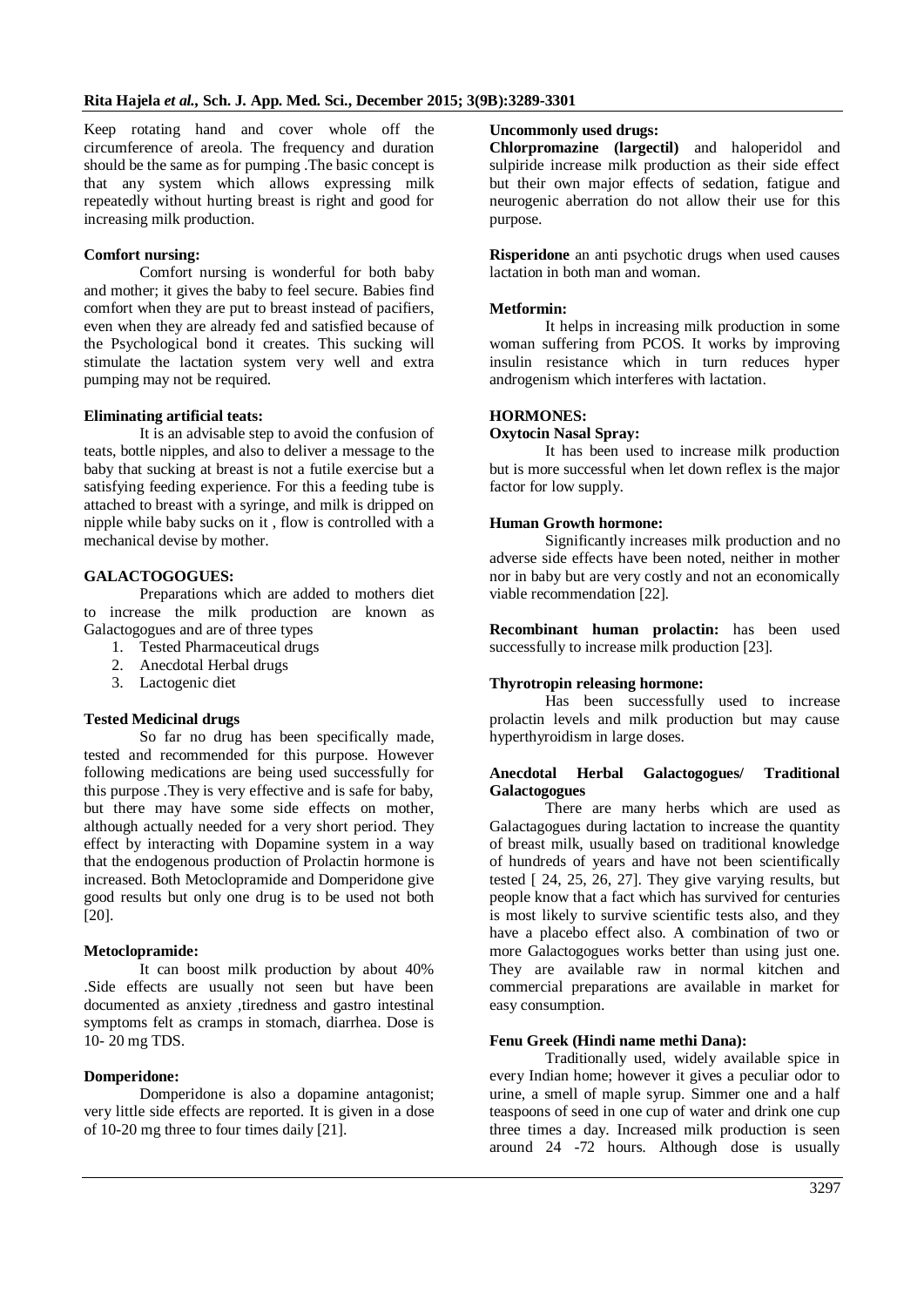Keep rotating hand and cover whole off the circumference of areola. The frequency and duration should be the same as for pumping .The basic concept is that any system which allows expressing milk repeatedly without hurting breast is right and good for increasing milk production.

**Comfort nursing:**

Comfort nursing is wonderful for both baby and mother; it gives the baby to feel secure. Babies find comfort when they are put to breast instead of pacifiers, even when they are already fed and satisfied because of the Psychological bond it creates. This sucking will stimulate the lactation system very well and extra pumping may not be required.

**Eliminating artificial teats:**

It is an advisable step to avoid the confusion of teats, bottle nipples, and also to deliver a message to the baby that sucking at breast is not a futile exercise but a satisfying feeding experience. For this a feeding tube is attached to breast with a syringe, and milk is dripped on nipple while baby sucks on it , flow is controlled with a mechanical devise by mother.

**GALACTOGOGUES:**

Preparations which are added to mothers diet to increase the milk production are known as Galactogogues and are of three types

1. Tested Pharmaceutical drugs
2. Anecdotal Herbal drugs
3. Lactogenic diet

**Tested Medicinal drugs**

So far no drug has been specifically made, tested and recommended for this purpose. However following medications are being used successfully for this purpose .They is very effective and is safe for baby, but there may have some side effects on mother, although actually needed for a very short period. They effect by interacting with Dopamine system in a way that the endogenous production of Prolactin hormone is increased. Both Metoclopramide and Domperidone give good results but only one drug is to be used not both [20].

**Metoclopramide:**

It can boost milk production by about 40% .Side effects are usually not seen but have been documented as anxiety ,tiredness and gastro intestinal symptoms felt as cramps in stomach, diarrhea. Dose is 10- 20 mg TDS.

**Domperidone:**

Domperidone is also a dopamine antagonist; very little side effects are reported. It is given in a dose of 10-20 mg three to four times daily [21].

**Uncommonly used drugs:**

**Chlorpromazine (largectil)** and haloperidol and sulpiride increase milk production as their side effect but their own major effects of sedation, fatigue and neurogenic aberration do not allow their use for this purpose.

**Risperidone** an anti psychotic drugs when used causes lactation in both man and woman.

**Metformin:**

It helps in increasing milk production in some woman suffering from PCOS. It works by improving insulin resistance which in turn reduces hyper androgenism which interferes with lactation.

**HORMONES:**

**Oxytocin Nasal Spray:**

It has been used to increase milk production but is more successful when let down reflex is the major factor for low supply.

**Human Growth hormone:**

Significantly increases milk production and no adverse side effects have been noted, neither in mother nor in baby but are very costly and not an economically viable recommendation [22].

**Recombinant human prolactin:** has been used successfully to increase milk production [23].

**Thyrotropin releasing hormone:**

Has been successfully used to increase prolactin levels and milk production but may cause hyperthyroidism in large doses.

**Anecdotal Herbal Galactogogues/ Traditional Galactogogues**

There are many herbs which are used as Galactagogues during lactation to increase the quantity of breast milk, usually based on traditional knowledge of hundreds of years and have not been scientifically tested [ 24, 25, 26, 27]. They give varying results, but people know that a fact which has survived for centuries is most likely to survive scientific tests also, and they have a placebo effect also. A combination of two or more Galactogogues works better than using just one. They are available raw in normal kitchen and commercial preparations are available in market for easy consumption.

**Fenu Greek (Hindi name methi Dana):**

Traditionally used, widely available spice in every Indian home; however it gives a peculiar odor to urine, a smell of maple syrup. Simmer one and a half teaspoons of seed in one cup of water and drink one cup three times a day. Increased milk production is seen around 24 -72 hours. Although dose is usually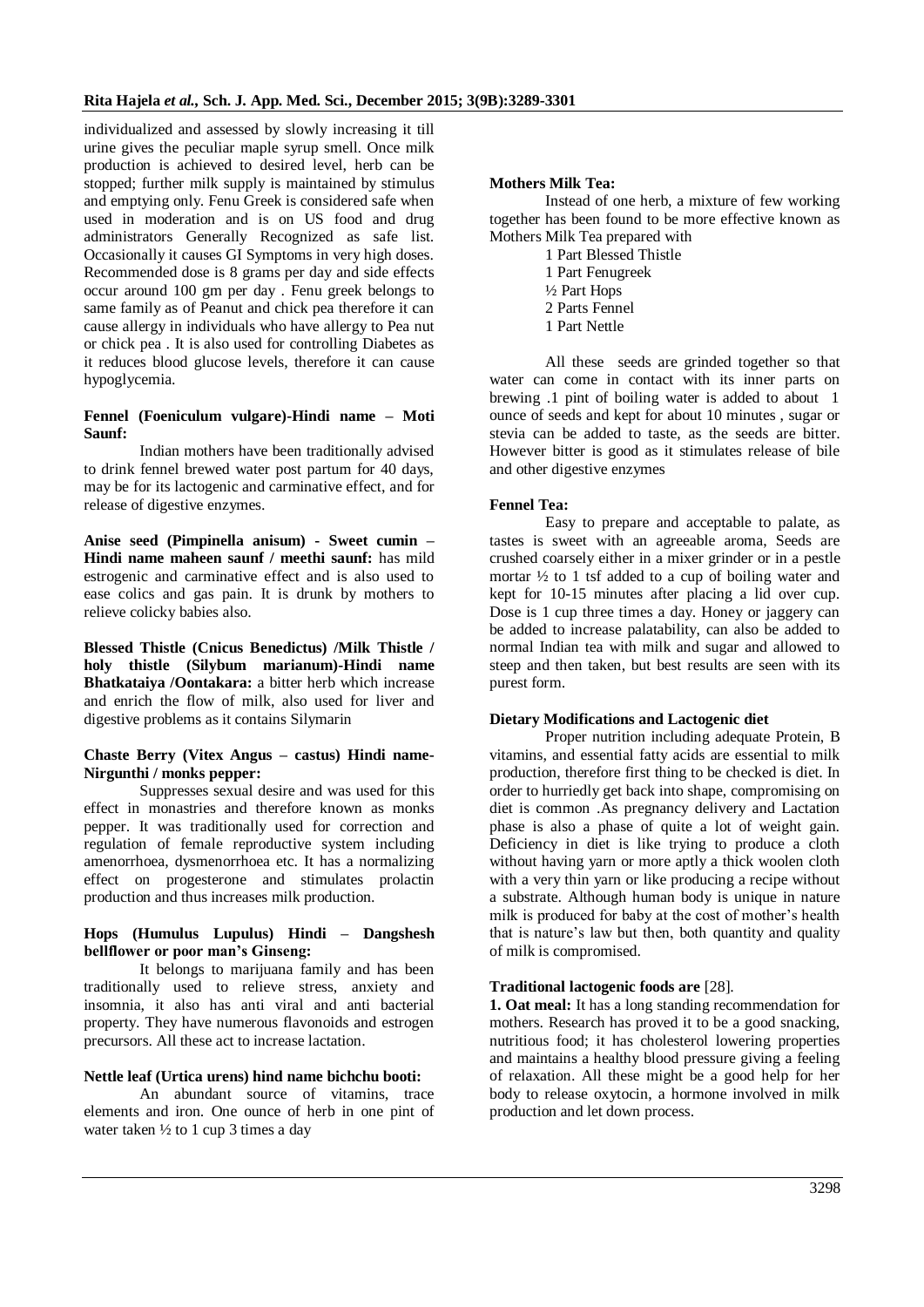individualized and assessed by slowly increasing it till urine gives the peculiar maple syrup smell. Once milk production is achieved to desired level, herb can be stopped; further milk supply is maintained by stimulus and emptying only. Fenu Greek is considered safe when used in moderation and is on US food and drug administrators Generally Recognized as safe list. Occasionally it causes GI Symptoms in very high doses. Recommended dose is 8 grams per day and side effects occur around 100 gm per day . Fenu greek belongs to same family as of Peanut and chick pea therefore it can cause allergy in individuals who have allergy to Pea nut or chick pea . It is also used for controlling Diabetes as it reduces blood glucose levels, therefore it can cause hypoglycemia.

**Fennel (Foeniculum vulgare)-Hindi name – Moti Saunf:**

Indian mothers have been traditionally advised to drink fennel brewed water post partum for 40 days, may be for its lactogenic and carminative effect, and for release of digestive enzymes.

**Anise seed (Pimpinella anisum) - Sweet cumin – Hindi name maheen saunf / meethi saunf:** has mild estrogenic and carminative effect and is also used to ease colics and gas pain. It is drunk by mothers to relieve colicky babies also.

**Blessed Thistle (Cnicus Benedictus) /Milk Thistle / holy thistle (Silybum marianum)-Hindi name Bhatkataiya /Oontakara:** a bitter herb which increase and enrich the flow of milk, also used for liver and digestive problems as it contains Silymarin

**Chaste Berry (Vitex Angus – castus) Hindi name-Nirgunthi / monks pepper:**

Suppresses sexual desire and was used for this effect in monastries and therefore known as monks pepper. It was traditionally used for correction and regulation of female reproductive system including amenorrhoea, dysmenorrhoea etc. It has a normalizing effect on progesterone and stimulates prolactin production and thus increases milk production.

**Hops (Humulus Lupulus) Hindi – Dangshesh bellflower or poor man's Ginseng:**

It belongs to marijuana family and has been traditionally used to relieve stress, anxiety and insomnia, it also has anti viral and anti bacterial property. They have numerous flavonoids and estrogen precursors. All these act to increase lactation.

**Nettle leaf (Urtica urens) hind name bichchu booti:**

An abundant source of vitamins, trace elements and iron. One ounce of herb in one pint of water taken ½ to 1 cup 3 times a day

**Mothers Milk Tea:**

Instead of one herb, a mixture of few working together has been found to be more effective known as Mothers Milk Tea prepared with

1 Part Blessed Thistle
1 Part Fenugreek
½ Part Hops
2 Parts Fennel
1 Part Nettle

All these seeds are grinded together so that water can come in contact with its inner parts on brewing .1 pint of boiling water is added to about 1 ounce of seeds and kept for about 10 minutes , sugar or stevia can be added to taste, as the seeds are bitter. However bitter is good as it stimulates release of bile and other digestive enzymes

**Fennel Tea:**

Easy to prepare and acceptable to palate, as tastes is sweet with an agreeable aroma, Seeds are crushed coarsely either in a mixer grinder or in a pestle mortar ½ to 1 tsf added to a cup of boiling water and kept for 10-15 minutes after placing a lid over cup. Dose is 1 cup three times a day. Honey or jaggery can be added to increase palatability, can also be added to normal Indian tea with milk and sugar and allowed to steep and then taken, but best results are seen with its purest form.

**Dietary Modifications and Lactogenic diet**

Proper nutrition including adequate Protein, B vitamins, and essential fatty acids are essential to milk production, therefore first thing to be checked is diet. In order to hurriedly get back into shape, compromising on diet is common .As pregnancy delivery and Lactation phase is also a phase of quite a lot of weight gain. Deficiency in diet is like trying to produce a cloth without having yarn or more aptly a thick woolen cloth with a very thin yarn or like producing a recipe without a substrate. Although human body is unique in nature milk is produced for baby at the cost of mother's health that is nature's law but then, both quantity and quality of milk is compromised.

**Traditional lactogenic foods are** [28].

**1. Oat meal:** It has a long standing recommendation for mothers. Research has proved it to be a good snacking, nutritious food; it has cholesterol lowering properties and maintains a healthy blood pressure giving a feeling of relaxation. All these might be a good help for her body to release oxytocin, a hormone involved in milk production and let down process.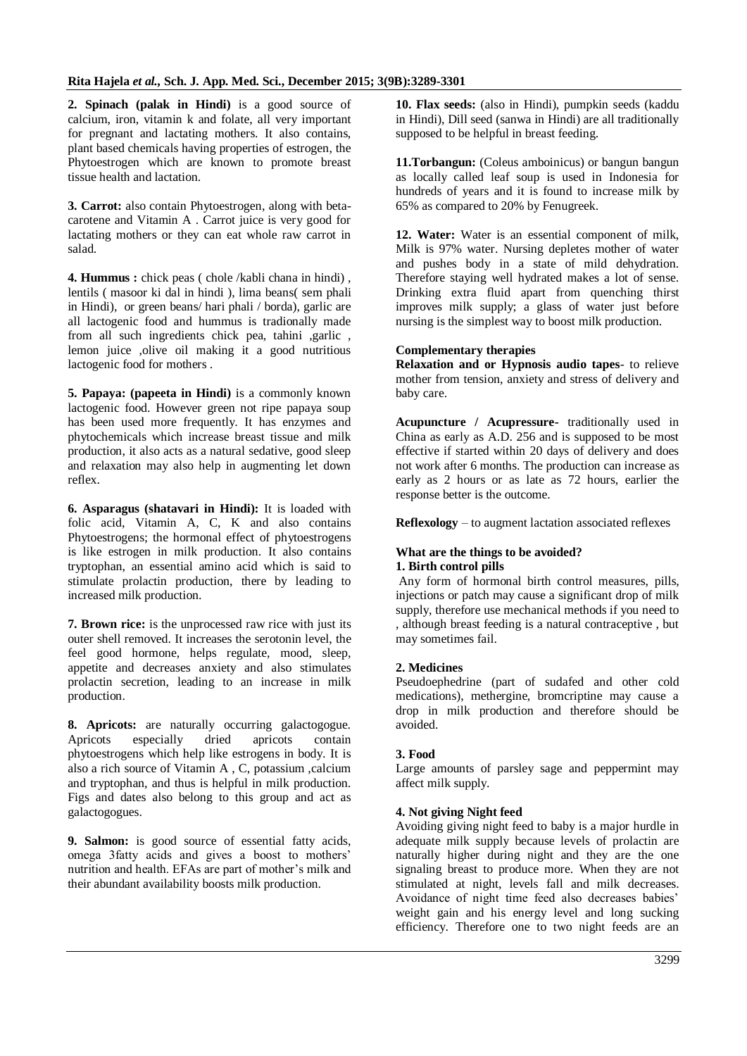**2. Spinach (palak in Hindi)** is a good source of calcium, iron, vitamin k and folate, all very important for pregnant and lactating mothers. It also contains, plant based chemicals having properties of estrogen, the Phytoestrogen which are known to promote breast tissue health and lactation.

**3. Carrot:** also contain Phytoestrogen, along with beta-carotene and Vitamin A . Carrot juice is very good for lactating mothers or they can eat whole raw carrot in salad.

**4. Hummus :** chick peas ( chole /kabli chana in hindi) , lentils ( masoor ki dal in hindi ), lima beans( sem phali in Hindi), or green beans/ hari phali / borda), garlic are all lactogenic food and hummus is tradionally made from all such ingredients chick pea, tahini ,garlic , lemon juice ,olive oil making it a good nutritious lactogenic food for mothers .

**5. Papaya: (papeeta in Hindi)** is a commonly known lactogenic food. However green not ripe papaya soup has been used more frequently. It has enzymes and phytochemicals which increase breast tissue and milk production, it also acts as a natural sedative, good sleep and relaxation may also help in augmenting let down reflex.

**6. Asparagus (shatavari in Hindi):** It is loaded with folic acid, Vitamin A, C, K and also contains Phytoestrogens; the hormonal effect of phytoestrogens is like estrogen in milk production. It also contains tryptophan, an essential amino acid which is said to stimulate prolactin production, there by leading to increased milk production.

**7. Brown rice:** is the unprocessed raw rice with just its outer shell removed. It increases the serotonin level, the feel good hormone, helps regulate, mood, sleep, appetite and decreases anxiety and also stimulates prolactin secretion, leading to an increase in milk production.

**8. Apricots:** are naturally occurring galactogogue. Apricots especially dried apricots contain phytoestrogens which help like estrogens in body. It is also a rich source of Vitamin A , C, potassium ,calcium and tryptophan, and thus is helpful in milk production. Figs and dates also belong to this group and act as galactogogues.

**9. Salmon:** is good source of essential fatty acids, omega 3fatty acids and gives a boost to mothers' nutrition and health. EFAs are part of mother's milk and their abundant availability boosts milk production.

**10. Flax seeds:** (also in Hindi), pumpkin seeds (kaddu in Hindi), Dill seed (sanwa in Hindi) are all traditionally supposed to be helpful in breast feeding.

**11.Torbangun:** (Coleus amboinicus) or bangun bangun as locally called leaf soup is used in Indonesia for hundreds of years and it is found to increase milk by 65% as compared to 20% by Fenugreek.

**12. Water:** Water is an essential component of milk, Milk is 97% water. Nursing depletes mother of water and pushes body in a state of mild dehydration. Therefore staying well hydrated makes a lot of sense. Drinking extra fluid apart from quenching thirst improves milk supply; a glass of water just before nursing is the simplest way to boost milk production.

**Complementary therapies**

**Relaxation and or Hypnosis audio tapes**- to relieve mother from tension, anxiety and stress of delivery and baby care.

**Acupuncture / Acupressure-** traditionally used in China as early as A.D. 256 and is supposed to be most effective if started within 20 days of delivery and does not work after 6 months. The production can increase as early as 2 hours or as late as 72 hours, earlier the response better is the outcome.

**Reflexology** – to augment lactation associated reflexes

**What are the things to be avoided?**

**1. Birth control pills**

Any form of hormonal birth control measures, pills, injections or patch may cause a significant drop of milk supply, therefore use mechanical methods if you need to , although breast feeding is a natural contraceptive , but may sometimes fail.

**2. Medicines**

Pseudoephedrine (part of sudafed and other cold medications), methergine, bromcriptine may cause a drop in milk production and therefore should be avoided.

**3. Food**

Large amounts of parsley sage and peppermint may affect milk supply.

**4. Not giving Night feed**

Avoiding giving night feed to baby is a major hurdle in adequate milk supply because levels of prolactin are naturally higher during night and they are the one signaling breast to produce more. When they are not stimulated at night, levels fall and milk decreases. Avoidance of night time feed also decreases babies' weight gain and his energy level and long sucking efficiency. Therefore one to two night feeds are an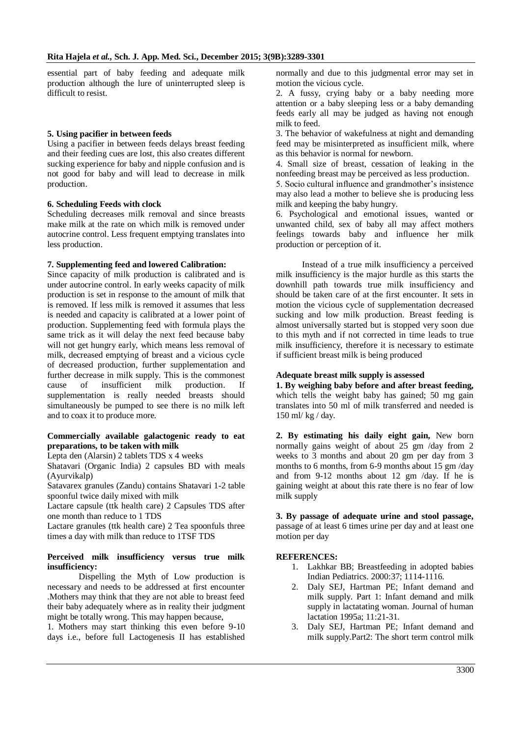essential part of baby feeding and adequate milk production although the lure of uninterrupted sleep is difficult to resist.

**5. Using pacifier in between feeds**

Using a pacifier in between feeds delays breast feeding and their feeding cues are lost, this also creates different sucking experience for baby and nipple confusion and is not good for baby and will lead to decrease in milk production.

**6. Scheduling Feeds with clock**

Scheduling decreases milk removal and since breasts make milk at the rate on which milk is removed under autocrine control. Less frequent emptying translates into less production.

**7. Supplementing feed and lowered Calibration:**

Since capacity of milk production is calibrated and is under autocrine control. In early weeks capacity of milk production is set in response to the amount of milk that is removed. If less milk is removed it assumes that less is needed and capacity is calibrated at a lower point of production. Supplementing feed with formula plays the same trick as it will delay the next feed because baby will not get hungry early, which means less removal of milk, decreased emptying of breast and a vicious cycle of decreased production, further supplementation and further decrease in milk supply. This is the commonest cause of insufficient milk production. If supplementation is really needed breasts should simultaneously be pumped to see there is no milk left and to coax it to produce more.

**Commercially available galactogenic ready to eat preparations, to be taken with milk**

Lepta den (Alarsin) 2 tablets TDS x 4 weeks

Shatavari (Organic India) 2 capsules BD with meals (Ayurvikalp)

Satavarex granules (Zandu) contains Shatavari 1-2 table spoonful twice daily mixed with milk

Lactare capsule (ttk health care) 2 Capsules TDS after one month than reduce to 1 TDS

Lactare granules (ttk health care) 2 Tea spoonfuls three times a day with milk than reduce to 1TSF TDS

**Perceived milk insufficiency versus true milk insufficiency:**

Dispelling the Myth of Low production is necessary and needs to be addressed at first encounter .Mothers may think that they are not able to breast feed their baby adequately where as in reality their judgment might be totally wrong. This may happen because,

1. Mothers may start thinking this even before 9-10 days i.e., before full Lactogenesis II has established normally and due to this judgmental error may set in motion the vicious cycle.
2. A fussy, crying baby or a baby needing more attention or a baby sleeping less or a baby demanding feeds early all may be judged as having not enough milk to feed.
3. The behavior of wakefulness at night and demanding feed may be misinterpreted as insufficient milk, where as this behavior is normal for newborn.
4. Small size of breast, cessation of leaking in the nonfeeding breast may be perceived as less production.
5. Socio cultural influence and grandmother's insistence may also lead a mother to believe she is producing less milk and keeping the baby hungry.
6. Psychological and emotional issues, wanted or unwanted child, sex of baby all may affect mothers feelings towards baby and influence her milk production or perception of it.

Instead of a true milk insufficiency a perceived milk insufficiency is the major hurdle as this starts the downhill path towards true milk insufficiency and should be taken care of at the first encounter. It sets in motion the vicious cycle of supplementation decreased sucking and low milk production. Breast feeding is almost universally started but is stopped very soon due to this myth and if not corrected in time leads to true milk insufficiency, therefore it is necessary to estimate if sufficient breast milk is being produced

**Adequate breast milk supply is assessed**

**1. By weighing baby before and after breast feeding,** which tells the weight baby has gained; 50 mg gain translates into 50 ml of milk transferred and needed is 150 ml/ kg / day.

**2. By estimating his daily eight gain,** New born normally gains weight of about 25 gm /day from 2 weeks to 3 months and about 20 gm per day from 3 months to 6 months, from 6-9 months about 15 gm /day and from 9-12 months about 12 gm /day. If he is gaining weight at about this rate there is no fear of low milk supply

**3. By passage of adequate urine and stool passage,** passage of at least 6 times urine per day and at least one motion per day

**REFERENCES:**

1. Lakhkar BB; Breastfeeding in adopted babies Indian Pediatrics. 2000:37; 1114-1116.
2. Daly SEJ, Hartman PE; Infant demand and milk supply. Part 1: Infant demand and milk supply in lactatating woman. Journal of human lactation 1995a; 11:21-31.
3. Daly SEJ, Hartman PE; Infant demand and milk supply.Part2: The short term control milk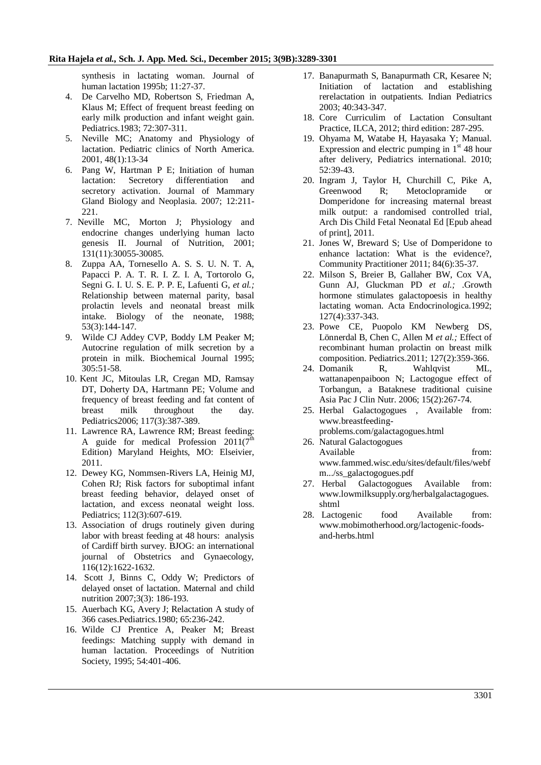synthesis in lactating woman. Journal of human lactation 1995b; 11:27-37.

4. De Carvelho MD, Robertson S, Friedman A, Klaus M; Effect of frequent breast feeding on early milk production and infant weight gain. Pediatrics.1983; 72:307-311.
5. Neville MC; Anatomy and Physiology of lactation. Pediatric clinics of North America. 2001, 48(1):13-34
6. Pang W, Hartman P E; Initiation of human lactation: Secretory differentiation and secretory activation. Journal of Mammary Gland Biology and Neoplasia. 2007; 12:211-221.
7. Neville MC, Morton J; Physiology and endocrine changes underlying human lacto genesis II. Journal of Nutrition, 2001; 131(11):30055-30085.
8. Zuppa AA, Tornesello A. S. S. U. N. T. A, Papacci P. A. T. R. I. Z. I. A, Tortorolo G, Segni G. I. U. S. E. P. P. E, Lafuenti G, *et al.;* Relationship between maternal parity, basal prolactin levels and neonatal breast milk intake. Biology of the neonate, 1988; 53(3):144-147.
9. Wilde CJ Addey CVP, Boddy LM Peaker M; Autocrine regulation of milk secretion by a protein in milk. Biochemical Journal 1995; 305:51-58.
10. Kent JC, Mitoulas LR, Cregan MD, Ramsay DT, Doherty DA, Hartmann PE; Volume and frequency of breast feeding and fat content of breast milk throughout the day. Pediatrics2006; 117(3):387-389.
11. Lawrence RA, Lawrence RM; Breast feeding: A guide for medical Profession 2011(7th Edition) Maryland Heights, MO: Elseivier, 2011.
12. Dewey KG, Nommsen-Rivers LA, Heinig MJ, Cohen RJ; Risk factors for suboptimal infant breast feeding behavior, delayed onset of lactation, and excess neonatal weight loss. Pediatrics; 112(3):607-619.
13. Association of drugs routinely given during labor with breast feeding at 48 hours: analysis of Cardiff birth survey. BJOG: an international journal of Obstetrics and Gynaecology, 116(12):1622-1632.
14. Scott J, Binns C, Oddy W; Predictors of delayed onset of lactation. Maternal and child nutrition 2007;3(3): 186-193.
15. Auerbach KG, Avery J; Relactation A study of 366 cases.Pediatrics.1980; 65:236-242.
16. Wilde CJ Prentice A, Peaker M; Breast feedings: Matching supply with demand in human lactation. Proceedings of Nutrition Society, 1995; 54:401-406.
17. Banapurmath S, Banapurmath CR, Kesaree N; Initiation of lactation and establishing rerelactation in outpatients. Indian Pediatrics 2003; 40:343-347.
18. Core Curriculim of Lactation Consultant Practice, ILCA, 2012; third edition: 287-295.
19. Ohyama M, Watabe H, Hayasaka Y; Manual. Expression and electric pumping in 1st 48 hour after delivery, Pediatrics international. 2010; 52:39-43.
20. Ingram J, Taylor H, Churchill C, Pike A, Greenwood R; Metoclopramide or Domperidone for increasing maternal breast milk output: a randomised controlled trial, Arch Dis Child Fetal Neonatal Ed [Epub ahead of print], 2011.
21. Jones W, Breward S; Use of Domperidone to enhance lactation: What is the evidence?, Community Practitioner 2011; 84(6):35-37.
22. Milson S, Breier B, Gallaher BW, Cox VA, Gunn AJ, Gluckman PD *et al.;* .Growth hormone stimulates galactopoesis in healthy lactating woman. Acta Endocrinologica.1992; 127(4):337-343.
23. Powe CE, Puopolo KM Newberg DS, Lönnerdal B, Chen C, Allen M *et al.;* Effect of recombinant human prolactin on breast milk composition. Pediatrics.2011; 127(2):359-366.
24. Domanik R, Wahlqvist ML, wattanapenpaiboon N; Lactogogue effect of Torbangun, a Bataknese traditional cuisine Asia Pac J Clin Nutr. 2006; 15(2):267-74.
25. Herbal Galactogogues , Available from: www.breastfeeding-problems.com/galactagogues.html
26. Natural Galactogogues Available from: www.fammed.wisc.edu/sites/default/files/webfm.../ss_galactogogues.pdf
27. Herbal Galactogogues Available from: www.lowmilksupply.org/herbalgalactagogues.shtml
28. Lactogenic food Available from: www.mobimotherhood.org/lactogenic-foods-and-herbs.html